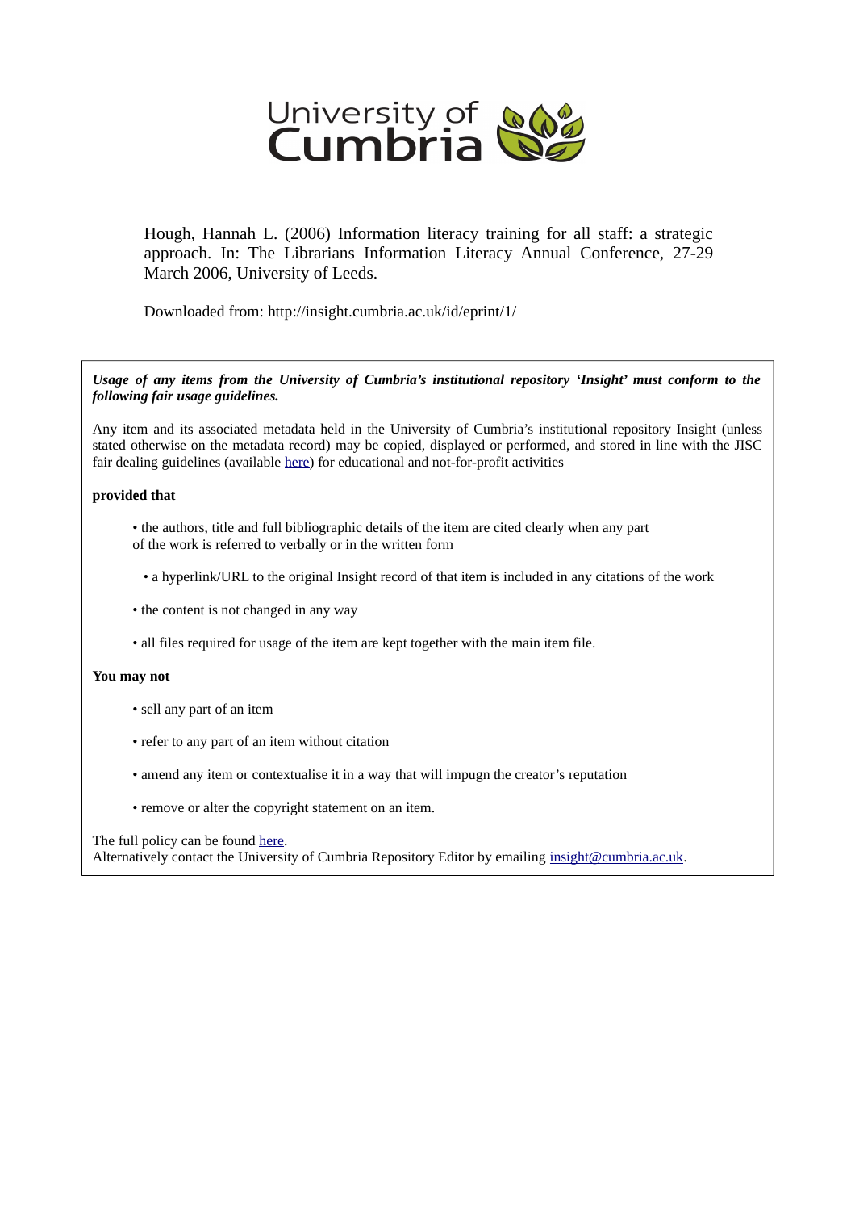Hough, Hannah L. (2006) Information literacy training for all staff: a strategic approach. In: The Librarians Information Literacy Annual Conference, 27-29 March 2006, University of Leeds.

Downloaded from: http://insight.cumbria.ac.uk/id/eprint/1/

***Usage of any items from the University of Cumbria's institutional repository 'Insight' must conform to the following fair usage guidelines.***

Any item and its associated metadata held in the University of Cumbria's institutional repository Insight (unless stated otherwise on the metadata record) may be copied, displayed or performed, and stored in line with the JISC fair dealing guidelines (available here) for educational and not-for-profit activities

**provided that**

- the authors, title and full bibliographic details of the item are cited clearly when any part of the work is referred to verbally or in the written form
- a hyperlink/URL to the original Insight record of that item is included in any citations of the work
- the content is not changed in any way
- all files required for usage of the item are kept together with the main item file.

**You may not**

- sell any part of an item
- refer to any part of an item without citation
- amend any item or contextualise it in a way that will impugn the creator's reputation
- remove or alter the copyright statement on an item.

The full policy can be found here.
Alternatively contact the University of Cumbria Repository Editor by emailing insight@cumbria.ac.uk.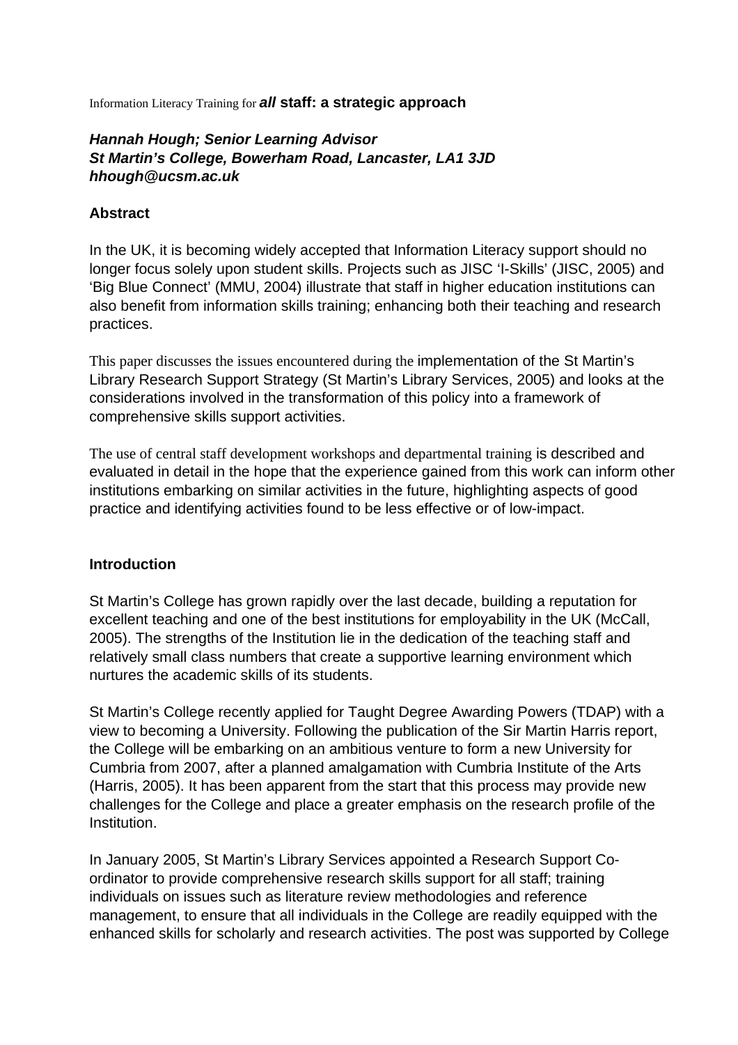Information Literacy Training for ***all*** **staff: a strategic approach**

***Hannah Hough; Senior Learning Advisor***
***St Martin's College, Bowerham Road, Lancaster, LA1 3JD***
***hhough@ucsm.ac.uk***

**Abstract**

In the UK, it is becoming widely accepted that Information Literacy support should no longer focus solely upon student skills. Projects such as JISC 'I-Skills' (JISC, 2005) and 'Big Blue Connect' (MMU, 2004) illustrate that staff in higher education institutions can also benefit from information skills training; enhancing both their teaching and research practices.

This paper discusses the issues encountered during the implementation of the St Martin's Library Research Support Strategy (St Martin's Library Services, 2005) and looks at the considerations involved in the transformation of this policy into a framework of comprehensive skills support activities.

The use of central staff development workshops and departmental training is described and evaluated in detail in the hope that the experience gained from this work can inform other institutions embarking on similar activities in the future, highlighting aspects of good practice and identifying activities found to be less effective or of low-impact.

**Introduction**

St Martin's College has grown rapidly over the last decade, building a reputation for excellent teaching and one of the best institutions for employability in the UK (McCall, 2005). The strengths of the Institution lie in the dedication of the teaching staff and relatively small class numbers that create a supportive learning environment which nurtures the academic skills of its students.

St Martin's College recently applied for Taught Degree Awarding Powers (TDAP) with a view to becoming a University. Following the publication of the Sir Martin Harris report, the College will be embarking on an ambitious venture to form a new University for Cumbria from 2007, after a planned amalgamation with Cumbria Institute of the Arts (Harris, 2005). It has been apparent from the start that this process may provide new challenges for the College and place a greater emphasis on the research profile of the Institution.

In January 2005, St Martin's Library Services appointed a Research Support Co-ordinator to provide comprehensive research skills support for all staff; training individuals on issues such as literature review methodologies and reference management, to ensure that all individuals in the College are readily equipped with the enhanced skills for scholarly and research activities. The post was supported by College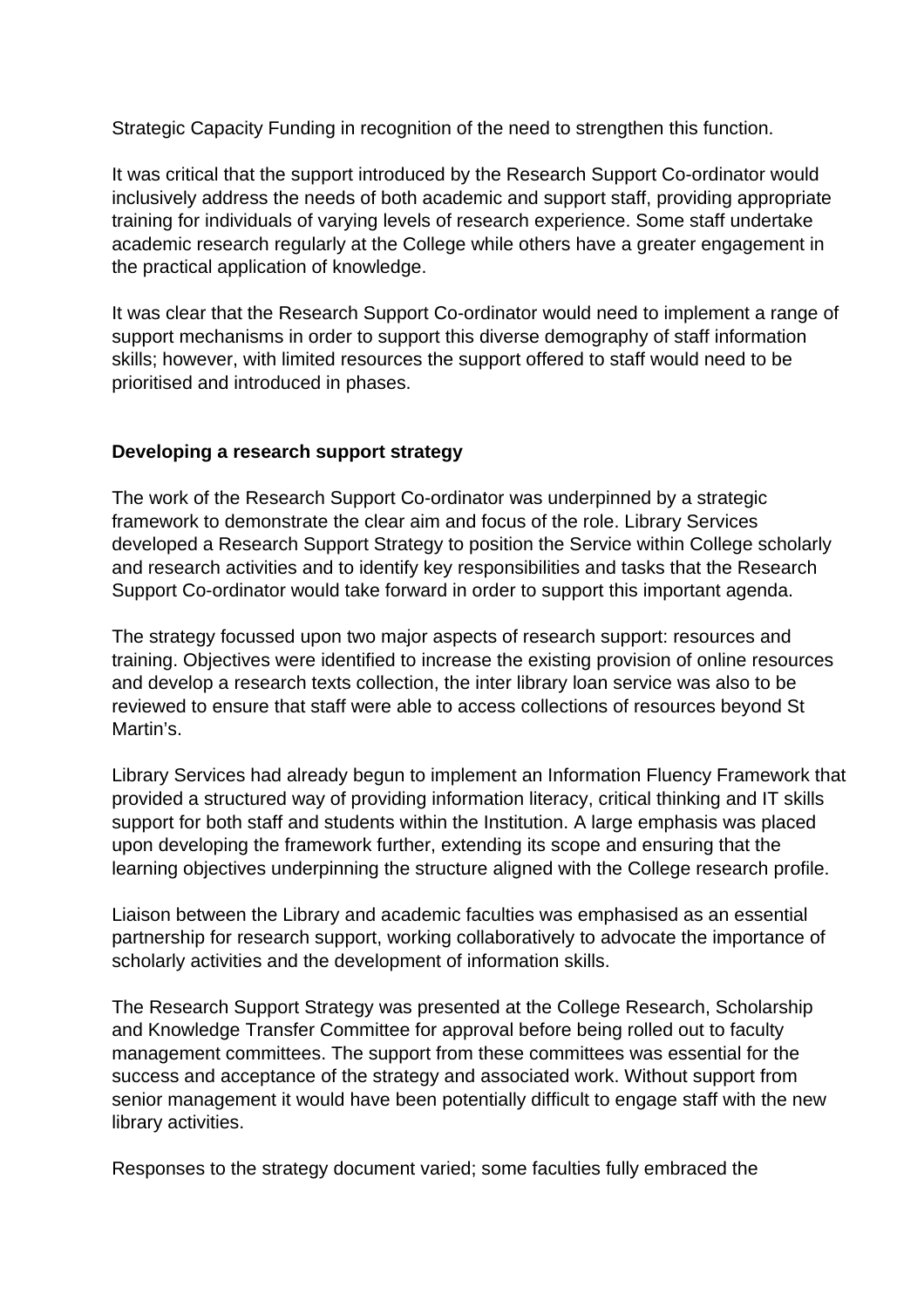Strategic Capacity Funding in recognition of the need to strengthen this function.

It was critical that the support introduced by the Research Support Co-ordinator would inclusively address the needs of both academic and support staff, providing appropriate training for individuals of varying levels of research experience. Some staff undertake academic research regularly at the College while others have a greater engagement in the practical application of knowledge.

It was clear that the Research Support Co-ordinator would need to implement a range of support mechanisms in order to support this diverse demography of staff information skills; however, with limited resources the support offered to staff would need to be prioritised and introduced in phases.

**Developing a research support strategy**

The work of the Research Support Co-ordinator was underpinned by a strategic framework to demonstrate the clear aim and focus of the role. Library Services developed a Research Support Strategy to position the Service within College scholarly and research activities and to identify key responsibilities and tasks that the Research Support Co-ordinator would take forward in order to support this important agenda.

The strategy focussed upon two major aspects of research support: resources and training. Objectives were identified to increase the existing provision of online resources and develop a research texts collection, the inter library loan service was also to be reviewed to ensure that staff were able to access collections of resources beyond St Martin's.

Library Services had already begun to implement an Information Fluency Framework that provided a structured way of providing information literacy, critical thinking and IT skills support for both staff and students within the Institution. A large emphasis was placed upon developing the framework further, extending its scope and ensuring that the learning objectives underpinning the structure aligned with the College research profile.

Liaison between the Library and academic faculties was emphasised as an essential partnership for research support, working collaboratively to advocate the importance of scholarly activities and the development of information skills.

The Research Support Strategy was presented at the College Research, Scholarship and Knowledge Transfer Committee for approval before being rolled out to faculty management committees. The support from these committees was essential for the success and acceptance of the strategy and associated work. Without support from senior management it would have been potentially difficult to engage staff with the new library activities.

Responses to the strategy document varied; some faculties fully embraced the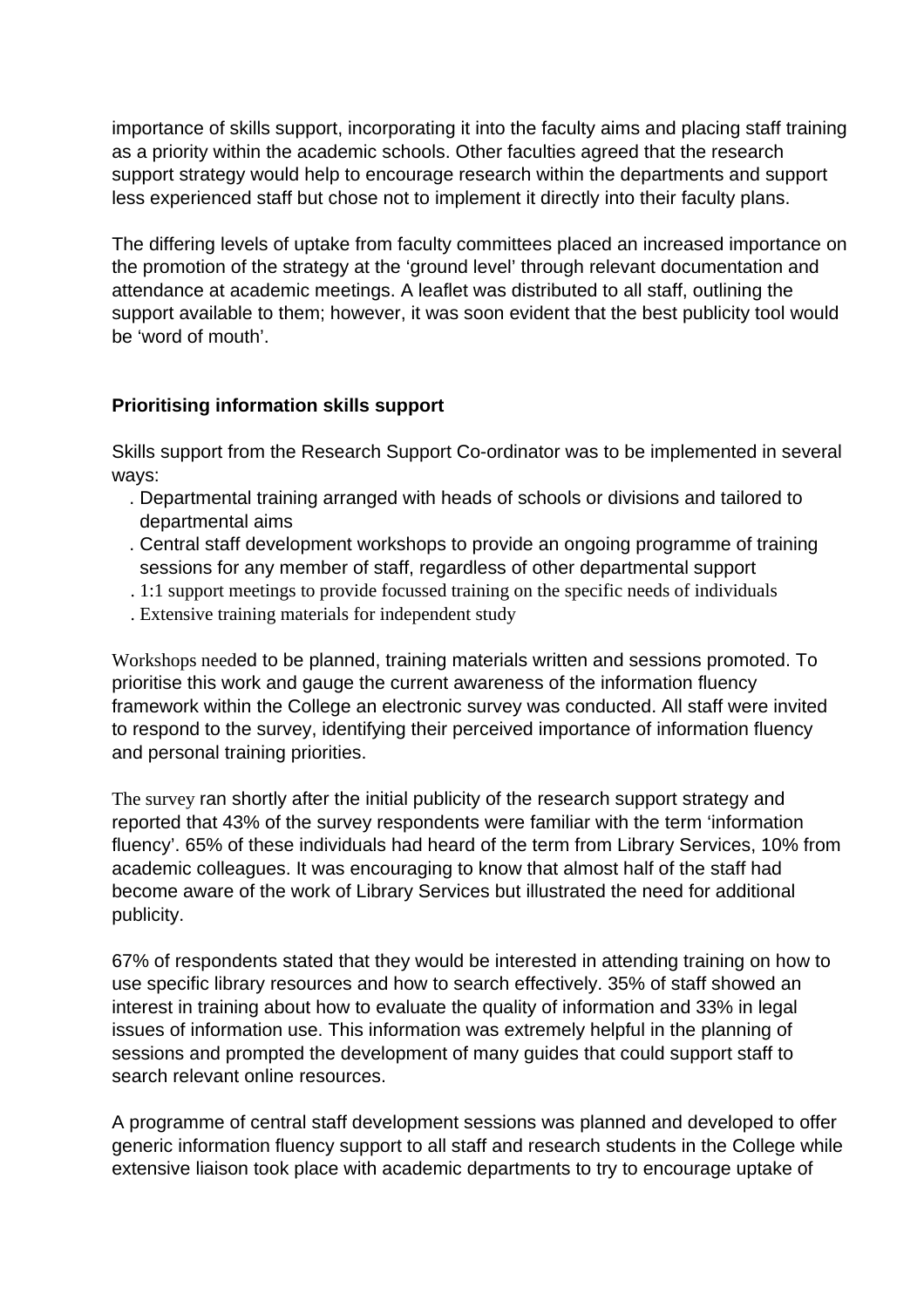importance of skills support, incorporating it into the faculty aims and placing staff training as a priority within the academic schools. Other faculties agreed that the research support strategy would help to encourage research within the departments and support less experienced staff but chose not to implement it directly into their faculty plans.

The differing levels of uptake from faculty committees placed an increased importance on the promotion of the strategy at the 'ground level' through relevant documentation and attendance at academic meetings. A leaflet was distributed to all staff, outlining the support available to them; however, it was soon evident that the best publicity tool would be 'word of mouth'.

**Prioritising information skills support**

Skills support from the Research Support Co-ordinator was to be implemented in several ways:

- Departmental training arranged with heads of schools or divisions and tailored to departmental aims
- Central staff development workshops to provide an ongoing programme of training sessions for any member of staff, regardless of other departmental support
- 1:1 support meetings to provide focussed training on the specific needs of individuals
- Extensive training materials for independent study

Workshops needed to be planned, training materials written and sessions promoted. To prioritise this work and gauge the current awareness of the information fluency framework within the College an electronic survey was conducted. All staff were invited to respond to the survey, identifying their perceived importance of information fluency and personal training priorities.

The survey ran shortly after the initial publicity of the research support strategy and reported that 43% of the survey respondents were familiar with the term 'information fluency'. 65% of these individuals had heard of the term from Library Services, 10% from academic colleagues. It was encouraging to know that almost half of the staff had become aware of the work of Library Services but illustrated the need for additional publicity.

67% of respondents stated that they would be interested in attending training on how to use specific library resources and how to search effectively. 35% of staff showed an interest in training about how to evaluate the quality of information and 33% in legal issues of information use. This information was extremely helpful in the planning of sessions and prompted the development of many guides that could support staff to search relevant online resources.

A programme of central staff development sessions was planned and developed to offer generic information fluency support to all staff and research students in the College while extensive liaison took place with academic departments to try to encourage uptake of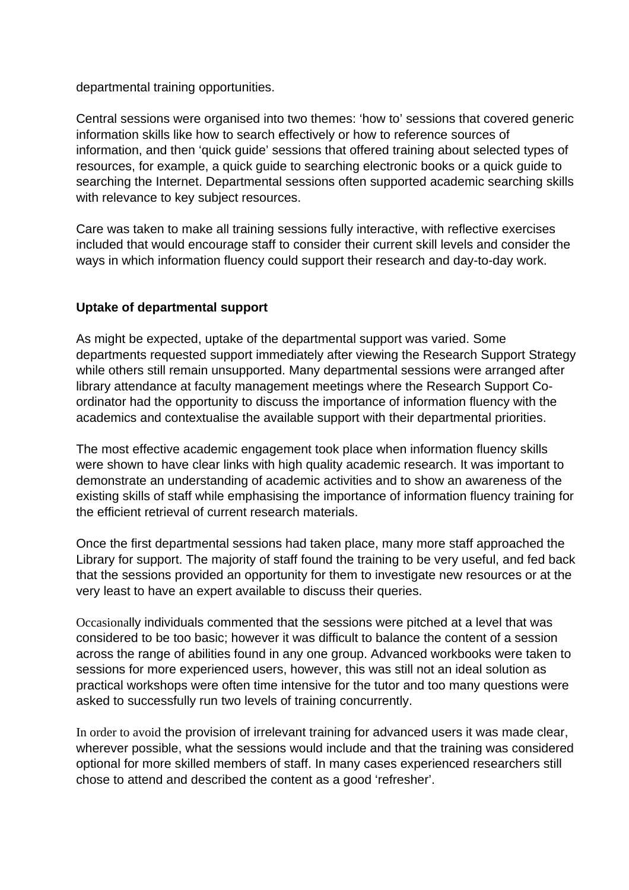departmental training opportunities.

Central sessions were organised into two themes: 'how to' sessions that covered generic information skills like how to search effectively or how to reference sources of information, and then 'quick guide' sessions that offered training about selected types of resources, for example, a quick guide to searching electronic books or a quick guide to searching the Internet. Departmental sessions often supported academic searching skills with relevance to key subject resources.

Care was taken to make all training sessions fully interactive, with reflective exercises included that would encourage staff to consider their current skill levels and consider the ways in which information fluency could support their research and day-to-day work.

**Uptake of departmental support**

As might be expected, uptake of the departmental support was varied. Some departments requested support immediately after viewing the Research Support Strategy while others still remain unsupported. Many departmental sessions were arranged after library attendance at faculty management meetings where the Research Support Co-ordinator had the opportunity to discuss the importance of information fluency with the academics and contextualise the available support with their departmental priorities.

The most effective academic engagement took place when information fluency skills were shown to have clear links with high quality academic research. It was important to demonstrate an understanding of academic activities and to show an awareness of the existing skills of staff while emphasising the importance of information fluency training for the efficient retrieval of current research materials.

Once the first departmental sessions had taken place, many more staff approached the Library for support. The majority of staff found the training to be very useful, and fed back that the sessions provided an opportunity for them to investigate new resources or at the very least to have an expert available to discuss their queries.

Occasionally individuals commented that the sessions were pitched at a level that was considered to be too basic; however it was difficult to balance the content of a session across the range of abilities found in any one group. Advanced workbooks were taken to sessions for more experienced users, however, this was still not an ideal solution as practical workshops were often time intensive for the tutor and too many questions were asked to successfully run two levels of training concurrently.

In order to avoid the provision of irrelevant training for advanced users it was made clear, wherever possible, what the sessions would include and that the training was considered optional for more skilled members of staff. In many cases experienced researchers still chose to attend and described the content as a good 'refresher'.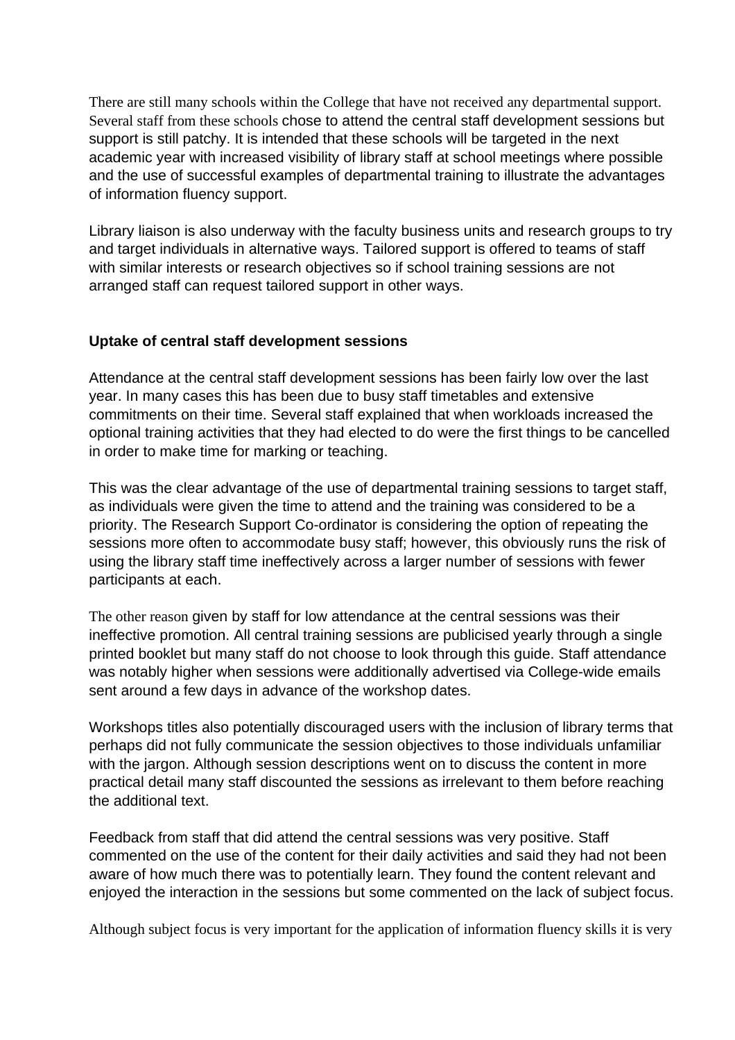There are still many schools within the College that have not received any departmental support. Several staff from these schools chose to attend the central staff development sessions but support is still patchy. It is intended that these schools will be targeted in the next academic year with increased visibility of library staff at school meetings where possible and the use of successful examples of departmental training to illustrate the advantages of information fluency support.

Library liaison is also underway with the faculty business units and research groups to try and target individuals in alternative ways. Tailored support is offered to teams of staff with similar interests or research objectives so if school training sessions are not arranged staff can request tailored support in other ways.

**Uptake of central staff development sessions**

Attendance at the central staff development sessions has been fairly low over the last year. In many cases this has been due to busy staff timetables and extensive commitments on their time. Several staff explained that when workloads increased the optional training activities that they had elected to do were the first things to be cancelled in order to make time for marking or teaching.

This was the clear advantage of the use of departmental training sessions to target staff, as individuals were given the time to attend and the training was considered to be a priority. The Research Support Co-ordinator is considering the option of repeating the sessions more often to accommodate busy staff; however, this obviously runs the risk of using the library staff time ineffectively across a larger number of sessions with fewer participants at each.

The other reason given by staff for low attendance at the central sessions was their ineffective promotion. All central training sessions are publicised yearly through a single printed booklet but many staff do not choose to look through this guide. Staff attendance was notably higher when sessions were additionally advertised via College-wide emails sent around a few days in advance of the workshop dates.

Workshops titles also potentially discouraged users with the inclusion of library terms that perhaps did not fully communicate the session objectives to those individuals unfamiliar with the jargon. Although session descriptions went on to discuss the content in more practical detail many staff discounted the sessions as irrelevant to them before reaching the additional text.

Feedback from staff that did attend the central sessions was very positive. Staff commented on the use of the content for their daily activities and said they had not been aware of how much there was to potentially learn. They found the content relevant and enjoyed the interaction in the sessions but some commented on the lack of subject focus.

Although subject focus is very important for the application of information fluency skills it is very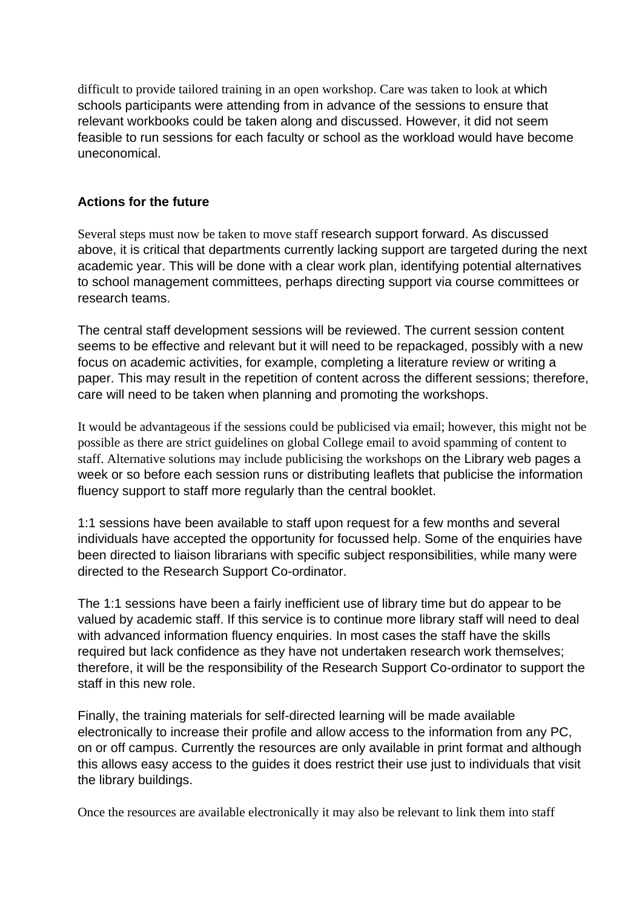difficult to provide tailored training in an open workshop. Care was taken to look at which schools participants were attending from in advance of the sessions to ensure that relevant workbooks could be taken along and discussed. However, it did not seem feasible to run sessions for each faculty or school as the workload would have become uneconomical.

**Actions for the future**

Several steps must now be taken to move staff research support forward. As discussed above, it is critical that departments currently lacking support are targeted during the next academic year. This will be done with a clear work plan, identifying potential alternatives to school management committees, perhaps directing support via course committees or research teams.

The central staff development sessions will be reviewed. The current session content seems to be effective and relevant but it will need to be repackaged, possibly with a new focus on academic activities, for example, completing a literature review or writing a paper. This may result in the repetition of content across the different sessions; therefore, care will need to be taken when planning and promoting the workshops.

It would be advantageous if the sessions could be publicised via email; however, this might not be possible as there are strict guidelines on global College email to avoid spamming of content to staff. Alternative solutions may include publicising the workshops on the Library web pages a week or so before each session runs or distributing leaflets that publicise the information fluency support to staff more regularly than the central booklet.

1:1 sessions have been available to staff upon request for a few months and several individuals have accepted the opportunity for focussed help. Some of the enquiries have been directed to liaison librarians with specific subject responsibilities, while many were directed to the Research Support Co-ordinator.

The 1:1 sessions have been a fairly inefficient use of library time but do appear to be valued by academic staff. If this service is to continue more library staff will need to deal with advanced information fluency enquiries. In most cases the staff have the skills required but lack confidence as they have not undertaken research work themselves; therefore, it will be the responsibility of the Research Support Co-ordinator to support the staff in this new role.

Finally, the training materials for self-directed learning will be made available electronically to increase their profile and allow access to the information from any PC, on or off campus. Currently the resources are only available in print format and although this allows easy access to the guides it does restrict their use just to individuals that visit the library buildings.

Once the resources are available electronically it may also be relevant to link them into staff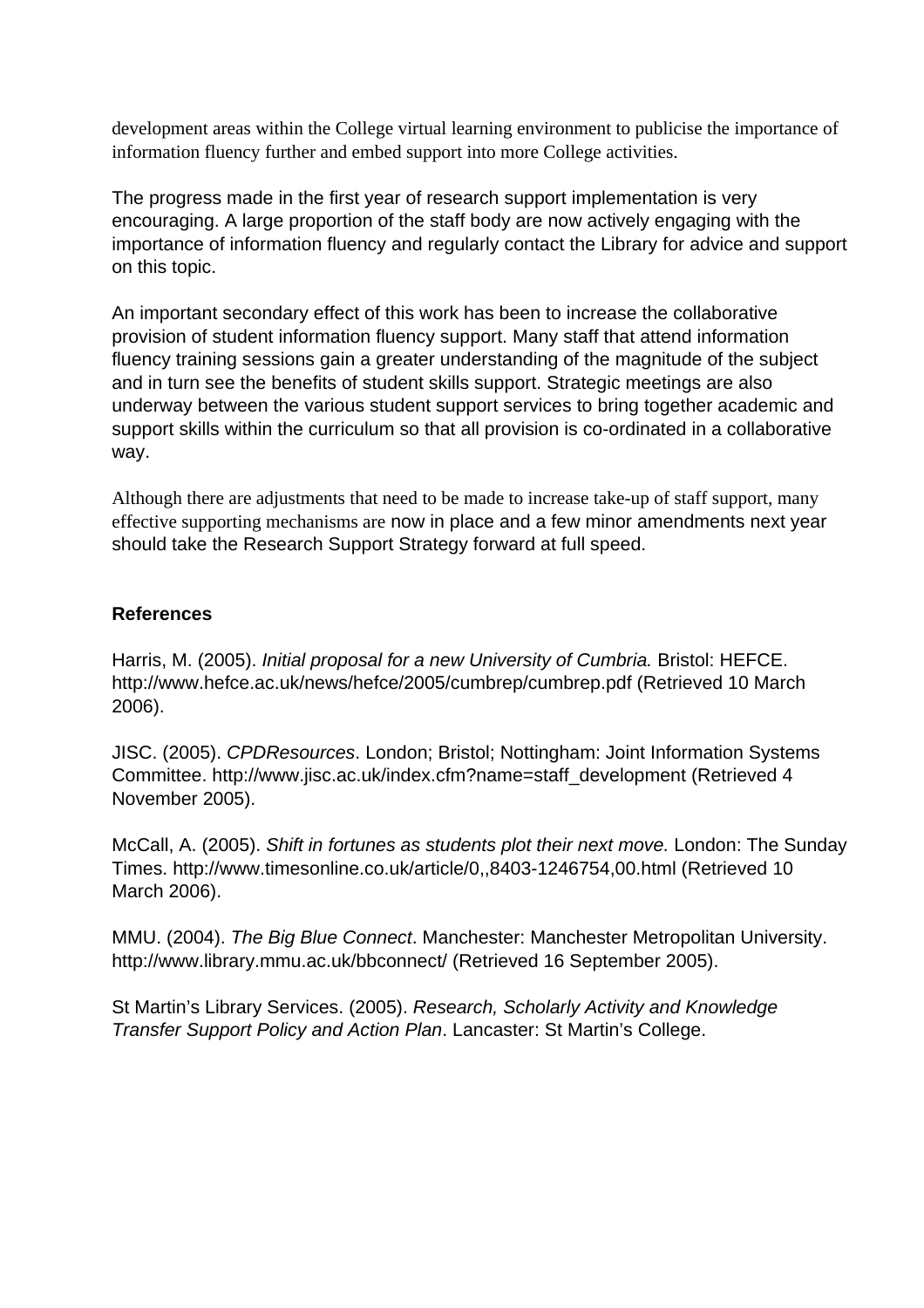development areas within the College virtual learning environment to publicise the importance of information fluency further and embed support into more College activities.

The progress made in the first year of research support implementation is very encouraging. A large proportion of the staff body are now actively engaging with the importance of information fluency and regularly contact the Library for advice and support on this topic.

An important secondary effect of this work has been to increase the collaborative provision of student information fluency support. Many staff that attend information fluency training sessions gain a greater understanding of the magnitude of the subject and in turn see the benefits of student skills support. Strategic meetings are also underway between the various student support services to bring together academic and support skills within the curriculum so that all provision is co-ordinated in a collaborative way.

Although there are adjustments that need to be made to increase take-up of staff support, many effective supporting mechanisms are now in place and a few minor amendments next year should take the Research Support Strategy forward at full speed.

**References**

Harris, M. (2005). *Initial proposal for a new University of Cumbria.* Bristol: HEFCE. http://www.hefce.ac.uk/news/hefce/2005/cumbrep/cumbrep.pdf (Retrieved 10 March 2006).

JISC. (2005). *CPDResources*. London; Bristol; Nottingham: Joint Information Systems Committee. http://www.jisc.ac.uk/index.cfm?name=staff_development (Retrieved 4 November 2005).

McCall, A. (2005). *Shift in fortunes as students plot their next move.* London: The Sunday Times. http://www.timesonline.co.uk/article/0,,8403-1246754,00.html (Retrieved 10 March 2006).

MMU. (2004). *The Big Blue Connect*. Manchester: Manchester Metropolitan University. http://www.library.mmu.ac.uk/bbconnect/ (Retrieved 16 September 2005).

St Martin's Library Services. (2005). *Research, Scholarly Activity and Knowledge Transfer Support Policy and Action Plan*. Lancaster: St Martin's College.